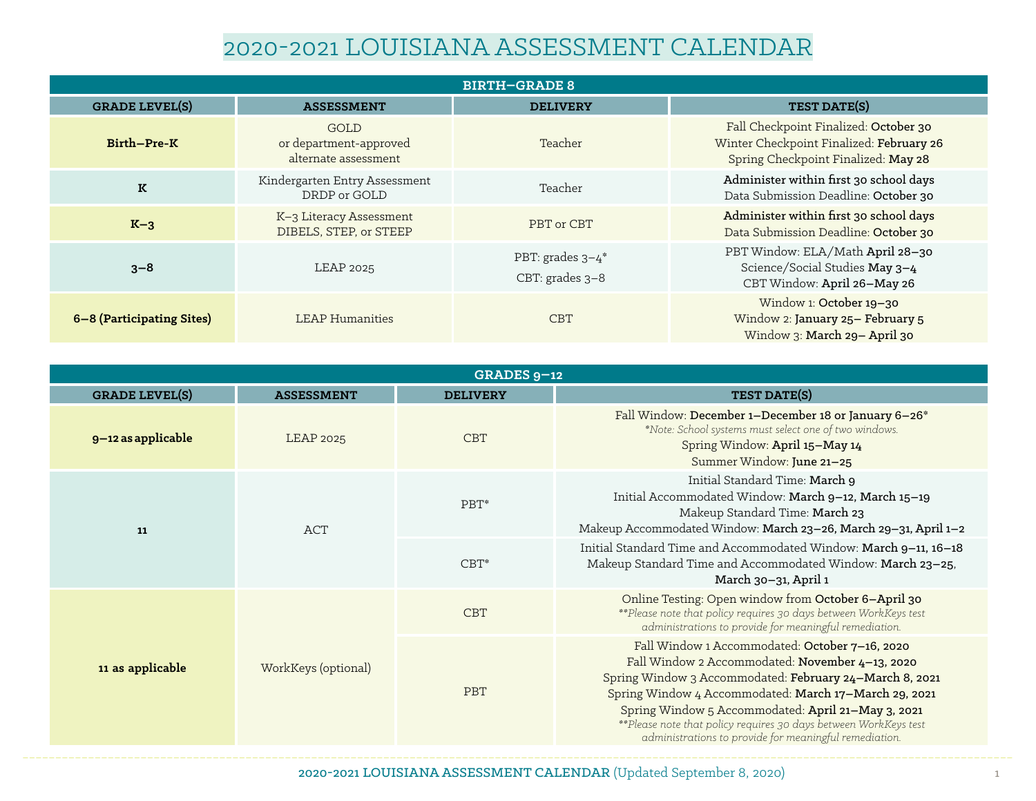# 2020-2021 LOUISIANA ASSESSMENT CALENDAR

| BIRTH–GRADE 8 | | | |
|---|---|---|---|
| **GRADE LEVEL(S)** | **ASSESSMENT** | **DELIVERY** | **TEST DATE(S)** |
| **Birth–Pre-K** | GOLD or department-approved alternate assessment | Teacher | Fall Checkpoint Finalized: **October 30**<br>Winter Checkpoint Finalized: **February 26**<br>Spring Checkpoint Finalized: **May 28** |
| **K** | Kindergarten Entry Assessment DRDP or GOLD | Teacher | **Administer within first 30 school days**<br>Data Submission Deadline: **October 30** |
| **K–3** | K–3 Literacy Assessment DIBELS, STEP, or STEEP | PBT or CBT | **Administer within first 30 school days**<br>Data Submission Deadline: **October 30** |
| **3–8** | LEAP 2025 | PBT: grades 3–4*<br>CBT: grades 3–8 | PBT Window: ELA/Math **April 28–30**<br>Science/Social Studies **May 3–4**<br>CBT Window: **April 26–May 26** |
| **6–8 (Participating Sites)** | LEAP Humanities | CBT | Window 1: **October 19–30**<br>Window 2: **January 25– February 5**<br>Window 3: **March 29– April 30** |

| GRADES 9–12 | | | |
|---|---|---|---|
| **GRADE LEVEL(S)** | **ASSESSMENT** | **DELIVERY** | **TEST DATE(S)** |
| **9–12 as applicable** | LEAP 2025 | CBT | Fall Window: **December 1–December 18 or January 6–26***<br>*\*Note: School systems must select one of two windows.*<br>Spring Window: **April 15–May 14**<br>Summer Window: **June 21–25** |
| **11** | ACT | PBT* | Initial Standard Time: **March 9**<br>Initial Accommodated Window: **March 9–12, March 15–19**<br>Makeup Standard Time: **March 23**<br>Makeup Accommodated Window: **March 23–26, March 29–31, April 1–2** |
| | | CBT* | Initial Standard Time and Accommodated Window: **March 9–11, 16–18**<br>Makeup Standard Time and Accommodated Window: **March 23–25, March 30–31, April 1** |
| **11 as applicable** | WorkKeys (optional) | CBT | Online Testing: Open window from **October 6–April 30**<br>*\*\*Please note that policy requires 30 days between WorkKeys test administrations to provide for meaningful remediation.* |
| | | PBT | Fall Window 1 Accommodated: **October 7–16, 2020**<br>Fall Window 2 Accommodated: **November 4–13, 2020**<br>Spring Window 3 Accommodated: **February 24–March 8, 2021**<br>Spring Window 4 Accommodated: **March 17–March 29, 2021**<br>Spring Window 5 Accommodated: **April 21–May 3, 2021**<br>*\*\*Please note that policy requires 30 days between WorkKeys test administrations to provide for meaningful remediation.* |

**2020-2021 LOUISIANA ASSESSMENT CALENDAR** (Updated September 8, 2020)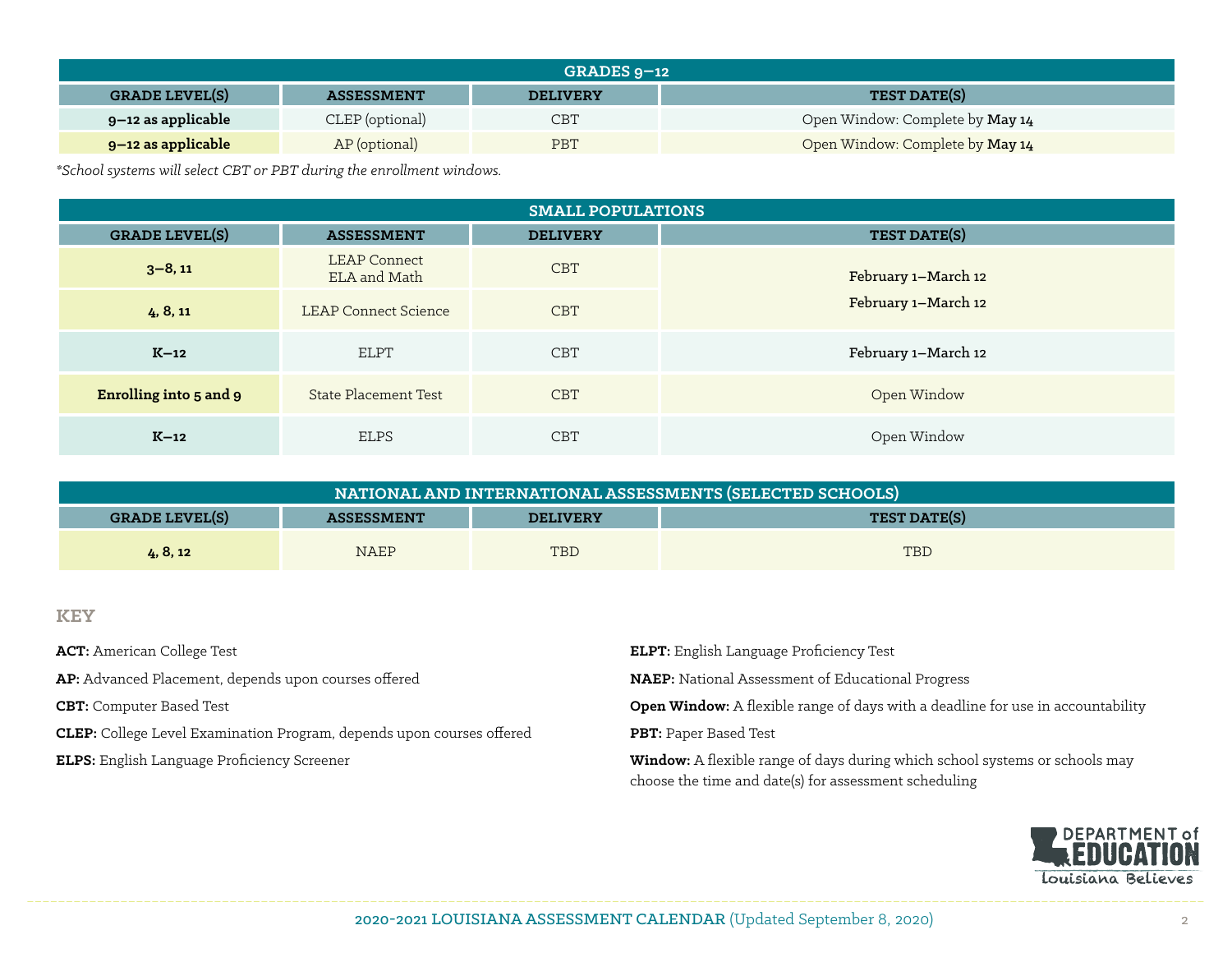| GRADES 9–12 | | | |
|---|---|---|---|
| **GRADE LEVEL(S)** | **ASSESSMENT** | **DELIVERY** | **TEST DATE(S)** |
| **9–12 as applicable** | CLEP (optional) | CBT | Open Window: Complete by **May 14** |
| **9–12 as applicable** | AP (optional) | PBT | Open Window: Complete by **May 14** |

*\*School systems will select CBT or PBT during the enrollment windows.*

| SMALL POPULATIONS | | | |
|---|---|---|---|
| **GRADE LEVEL(S)** | **ASSESSMENT** | **DELIVERY** | **TEST DATE(S)** |
| **3–8, 11** | LEAP Connect ELA and Math | CBT | **February 1–March 12** |
| **4, 8, 11** | LEAP Connect Science | CBT | **February 1–March 12** |
| **K–12** | ELPT | CBT | **February 1–March 12** |
| **Enrolling into 5 and 9** | State Placement Test | CBT | Open Window |
| **K–12** | ELPS | CBT | Open Window |

| NATIONAL AND INTERNATIONAL ASSESSMENTS (SELECTED SCHOOLS) | | | |
|---|---|---|---|
| **GRADE LEVEL(S)** | **ASSESSMENT** | **DELIVERY** | **TEST DATE(S)** |
| **4, 8, 12** | NAEP | TBD | TBD |

## KEY

**ACT:** American College Test

**AP:** Advanced Placement, depends upon courses offered

**CBT:** Computer Based Test

**CLEP:** College Level Examination Program, depends upon courses offered

**ELPS:** English Language Proficiency Screener

**ELPT:** English Language Proficiency Test

**NAEP:** National Assessment of Educational Progress

**Open Window:** A flexible range of days with a deadline for use in accountability

**PBT:** Paper Based Test

**Window:** A flexible range of days during which school systems or schools may choose the time and date(s) for assessment scheduling

DEPARTMENT of EDUCATION
Louisiana Believes